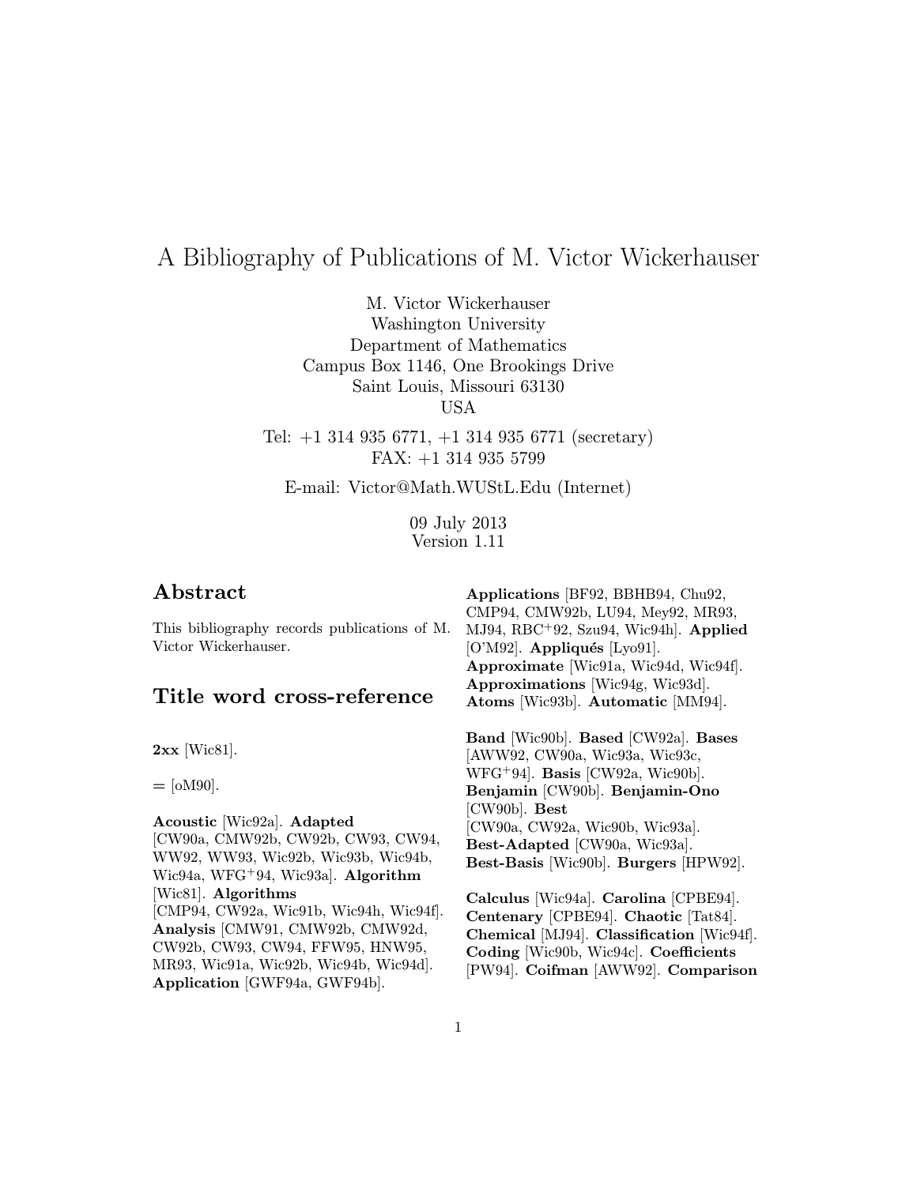# A Bibliography of Publications of M. Victor Wickerhauser

M. Victor Wickerhauser
Washington University
Department of Mathematics
Campus Box 1146, One Brookings Drive
Saint Louis, Missouri 63130
USA

Tel: +1 314 935 6771, +1 314 935 6771 (secretary)
FAX: +1 314 935 5799

E-mail: Victor@Math.WUStL.Edu (Internet)

09 July 2013
Version 1.11

## Abstract

This bibliography records publications of M. Victor Wickerhauser.

## Title word cross-reference

**2xx** [Wic81].

= [oM90].

**Acoustic** [Wic92a]. **Adapted** [CW90a, CMW92b, CW92b, CW93, CW94, WW92, WW93, Wic92b, Wic93b, Wic94b, Wic94a, WFG+94, Wic93a]. **Algorithm** [Wic81]. **Algorithms** [CMP94, CW92a, Wic91b, Wic94h, Wic94f]. **Analysis** [CMW91, CMW92b, CMW92d, CW92b, CW93, CW94, FFW95, HNW95, MR93, Wic91a, Wic92b, Wic94b, Wic94d]. **Application** [GWF94a, GWF94b]. **Applications** [BF92, BBHB94, Chu92, CMP94, CMW92b, LU94, Mey92, MR93, MJ94, RBC+92, Szu94, Wic94h]. **Applied** [O'M92]. **Appliqués** [Lyo91]. **Approximate** [Wic91a, Wic94d, Wic94f]. **Approximations** [Wic94g, Wic93d]. **Atoms** [Wic93b]. **Automatic** [MM94].

**Band** [Wic90b]. **Based** [CW92a]. **Bases** [AWW92, CW90a, Wic93a, Wic93c, WFG+94]. **Basis** [CW92a, Wic90b]. **Benjamin** [CW90b]. **Benjamin-Ono** [CW90b]. **Best** [CW90a, CW92a, Wic90b, Wic93a]. **Best-Adapted** [CW90a, Wic93a]. **Best-Basis** [Wic90b]. **Burgers** [HPW92].

**Calculus** [Wic94a]. **Carolina** [CPBE94]. **Centenary** [CPBE94]. **Chaotic** [Tat84]. **Chemical** [MJ94]. **Classification** [Wic94f]. **Coding** [Wic90b, Wic94c]. **Coefficients** [PW94]. **Coifman** [AWW92]. **Comparison**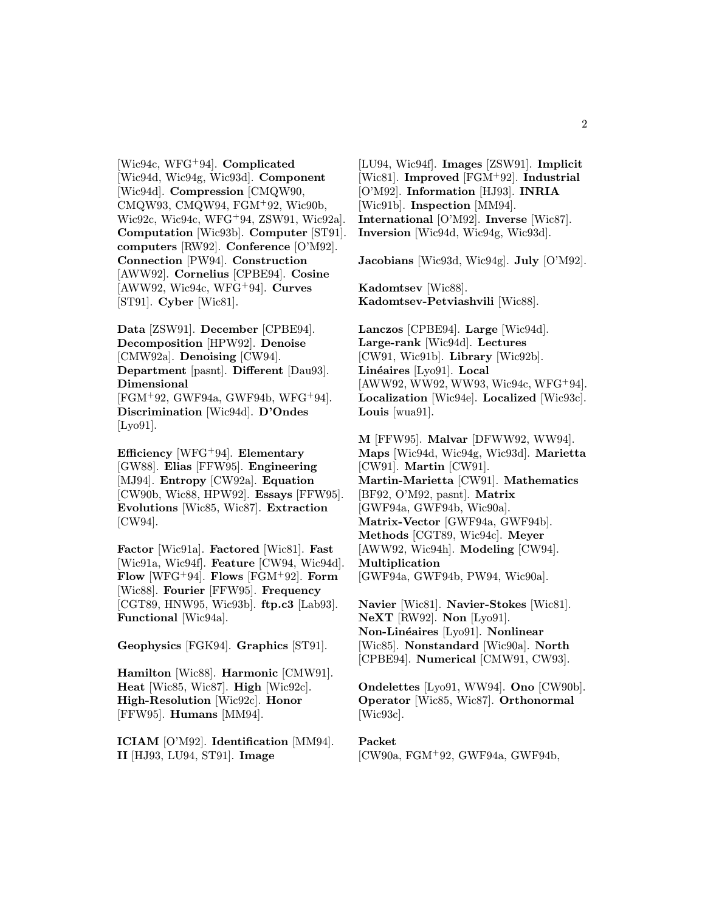[Wic94c, WFG+94]. **Complicated** [Wic94d, Wic94g, Wic93d]. **Component** [Wic94d]. **Compression** [CMQW90, CMQW93, CMQW94, FGM+92, Wic90b, Wic92c, Wic94c, WFG+94, ZSW91, Wic92a]. **Computation** [Wic93b]. **Computer** [ST91]. **computers** [RW92]. **Conference** [O'M92]. **Connection** [PW94]. **Construction** [AWW92]. **Cornelius** [CPBE94]. **Cosine** [AWW92, Wic94c, WFG+94]. **Curves** [ST91]. **Cyber** [Wic81].

**Data** [ZSW91]. **December** [CPBE94]. **Decomposition** [HPW92]. **Denoise** [CMW92a]. **Denoising** [CW94]. **Department** [pasnt]. **Different** [Dau93]. **Dimensional** [FGM+92, GWF94a, GWF94b, WFG+94]. **Discrimination** [Wic94d]. **D'Ondes** [Lyo91].

**Efficiency** [WFG+94]. **Elementary** [GW88]. **Elias** [FFW95]. **Engineering** [MJ94]. **Entropy** [CW92a]. **Equation** [CW90b, Wic88, HPW92]. **Essays** [FFW95]. **Evolutions** [Wic85, Wic87]. **Extraction** [CW94].

**Factor** [Wic91a]. **Factored** [Wic81]. **Fast** [Wic91a, Wic94f]. **Feature** [CW94, Wic94d]. **Flow** [WFG+94]. **Flows** [FGM+92]. **Form** [Wic88]. **Fourier** [FFW95]. **Frequency** [CGT89, HNW95, Wic93b]. **ftp.c3** [Lab93]. **Functional** [Wic94a].

**Geophysics** [FGK94]. **Graphics** [ST91].

**Hamilton** [Wic88]. **Harmonic** [CMW91]. **Heat** [Wic85, Wic87]. **High** [Wic92c]. **High-Resolution** [Wic92c]. **Honor** [FFW95]. **Humans** [MM94].

**ICIAM** [O'M92]. **Identification** [MM94]. **II** [HJ93, LU94, ST91]. **Image** [LU94, Wic94f]. **Images** [ZSW91]. **Implicit** [Wic81]. **Improved** [FGM+92]. **Industrial** [O'M92]. **Information** [HJ93]. **INRIA** [Wic91b]. **Inspection** [MM94]. **International** [O'M92]. **Inverse** [Wic87]. **Inversion** [Wic94d, Wic94g, Wic93d].

**Jacobians** [Wic93d, Wic94g]. **July** [O'M92].

**Kadomtsev** [Wic88]. **Kadomtsev-Petviashvili** [Wic88].

**Lanczos** [CPBE94]. **Large** [Wic94d]. **Large-rank** [Wic94d]. **Lectures** [CW91, Wic91b]. **Library** [Wic92b]. **Linéaires** [Lyo91]. **Local** [AWW92, WW92, WW93, Wic94c, WFG+94]. **Localization** [Wic94e]. **Localized** [Wic93c]. **Louis** [wua91].

**M** [FFW95]. **Malvar** [DFWW92, WW94]. **Maps** [Wic94d, Wic94g, Wic93d]. **Marietta** [CW91]. **Martin** [CW91]. **Martin-Marietta** [CW91]. **Mathematics** [BF92, O'M92, pasnt]. **Matrix** [GWF94a, GWF94b, Wic90a]. **Matrix-Vector** [GWF94a, GWF94b]. **Methods** [CGT89, Wic94c]. **Meyer** [AWW92, Wic94h]. **Modeling** [CW94]. **Multiplication** [GWF94a, GWF94b, PW94, Wic90a].

**Navier** [Wic81]. **Navier-Stokes** [Wic81]. **NeXT** [RW92]. **Non** [Lyo91]. **Non-Linéaires** [Lyo91]. **Nonlinear** [Wic85]. **Nonstandard** [Wic90a]. **North** [CPBE94]. **Numerical** [CMW91, CW93].

**Ondelettes** [Lyo91, WW94]. **Ono** [CW90b]. **Operator** [Wic85, Wic87]. **Orthonormal** [Wic93c].

**Packet** [CW90a, FGM+92, GWF94a, GWF94b,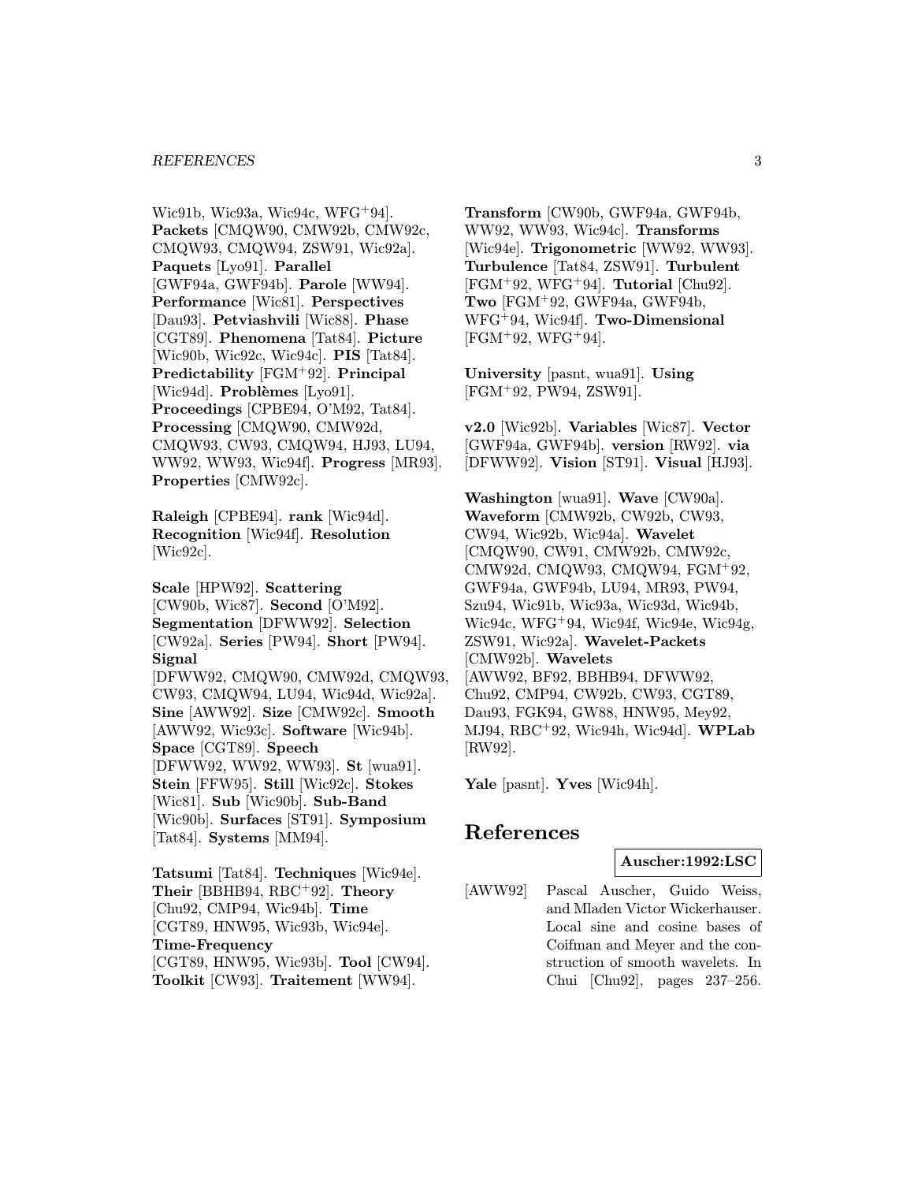Wic91b, Wic93a, Wic94c, WFG+94]. **Packets** [CMQW90, CMW92b, CMW92c, CMQW93, CMQW94, ZSW91, Wic92a]. **Paquets** [Lyo91]. **Parallel** [GWF94a, GWF94b]. **Parole** [WW94]. **Performance** [Wic81]. **Perspectives** [Dau93]. **Petviashvili** [Wic88]. **Phase** [CGT89]. **Phenomena** [Tat84]. **Picture** [Wic90b, Wic92c, Wic94c]. **PIS** [Tat84]. **Predictability** [FGM+92]. **Principal** [Wic94d]. **Problèmes** [Lyo91]. **Proceedings** [CPBE94, O'M92, Tat84]. **Processing** [CMQW90, CMW92d, CMQW93, CW93, CMQW94, HJ93, LU94, WW92, WW93, Wic94f]. **Progress** [MR93]. **Properties** [CMW92c].

**Raleigh** [CPBE94]. **rank** [Wic94d]. **Recognition** [Wic94f]. **Resolution** [Wic92c].

**Scale** [HPW92]. **Scattering** [CW90b, Wic87]. **Second** [O'M92]. **Segmentation** [DFWW92]. **Selection** [CW92a]. **Series** [PW94]. **Short** [PW94]. **Signal** [DFWW92, CMQW90, CMW92d, CMQW93, CW93, CMQW94, LU94, Wic94d, Wic92a]. **Sine** [AWW92]. **Size** [CMW92c]. **Smooth** [AWW92, Wic93c]. **Software** [Wic94b]. **Space** [CGT89]. **Speech** [DFWW92, WW92, WW93]. **St** [wua91]. **Stein** [FFW95]. **Still** [Wic92c]. **Stokes** [Wic81]. **Sub** [Wic90b]. **Sub-Band** [Wic90b]. **Surfaces** [ST91]. **Symposium** [Tat84]. **Systems** [MM94].

**Tatsumi** [Tat84]. **Techniques** [Wic94e]. **Their** [BBHB94, RBC+92]. **Theory** [Chu92, CMP94, Wic94b]. **Time** [CGT89, HNW95, Wic93b, Wic94e]. **Time-Frequency** [CGT89, HNW95, Wic93b]. **Tool** [CW94]. **Toolkit** [CW93]. **Traitement** [WW94]. **Transform** [CW90b, GWF94a, GWF94b, WW92, WW93, Wic94c]. **Transforms** [Wic94e]. **Trigonometric** [WW92, WW93]. **Turbulence** [Tat84, ZSW91]. **Turbulent** [FGM+92, WFG+94]. **Tutorial** [Chu92]. **Two** [FGM+92, GWF94a, GWF94b, WFG+94, Wic94f]. **Two-Dimensional** [FGM+92, WFG+94].

**University** [pasnt, wua91]. **Using** [FGM+92, PW94, ZSW91].

**v2.0** [Wic92b]. **Variables** [Wic87]. **Vector** [GWF94a, GWF94b]. **version** [RW92]. **via** [DFWW92]. **Vision** [ST91]. **Visual** [HJ93].

**Washington** [wua91]. **Wave** [CW90a]. **Waveform** [CMW92b, CW92b, CW93, CW94, Wic92b, Wic94a]. **Wavelet** [CMQW90, CW91, CMW92b, CMW92c, CMW92d, CMQW93, CMQW94, FGM+92, GWF94a, GWF94b, LU94, MR93, PW94, Szu94, Wic91b, Wic93a, Wic93d, Wic94b, Wic94c, WFG+94, Wic94f, Wic94e, Wic94g, ZSW91, Wic92a]. **Wavelet-Packets** [CMW92b]. **Wavelets** [AWW92, BF92, BBHB94, DFWW92, Chu92, CMP94, CW92b, CW93, CGT89, Dau93, FGK94, GW88, HNW95, Mey92, MJ94, RBC+92, Wic94h, Wic94d]. **WPLab** [RW92].

**Yale** [pasnt]. **Yves** [Wic94h].

# References

**Auscher:1992:LSC**

[AWW92] Pascal Auscher, Guido Weiss, and Mladen Victor Wickerhauser. Local sine and cosine bases of Coifman and Meyer and the construction of smooth wavelets. In Chui [Chu92], pages 237–256.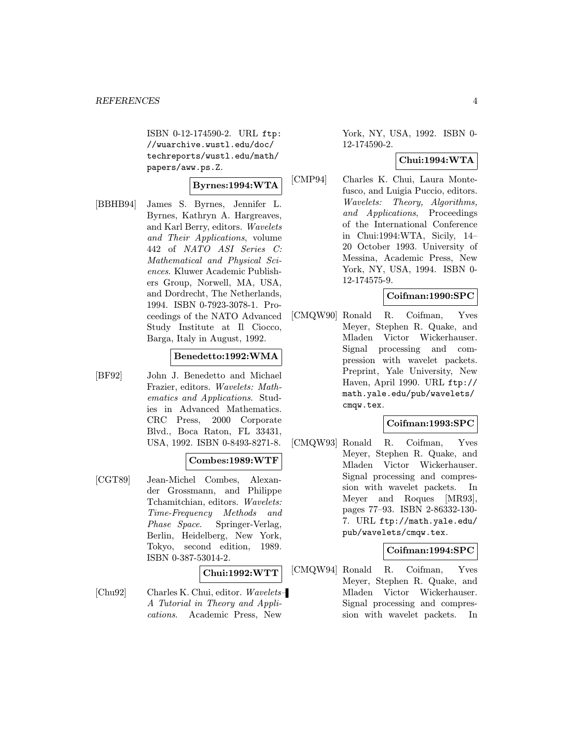ISBN 0-12-174590-2. URL `ftp://wuarchive.wustl.edu/doc/techreports/wustl.edu/math/papers/aww.ps.Z`.

**Byrnes:1994:WTA**

[BBHB94] James S. Byrnes, Jennifer L. Byrnes, Kathryn A. Hargreaves, and Karl Berry, editors. *Wavelets and Their Applications*, volume 442 of *NATO ASI Series C: Mathematical and Physical Sciences*. Kluwer Academic Publishers Group, Norwell, MA, USA, and Dordrecht, The Netherlands, 1994. ISBN 0-7923-3078-1. Proceedings of the NATO Advanced Study Institute at Il Ciocco, Barga, Italy in August, 1992.

**Benedetto:1992:WMA**

[BF92] John J. Benedetto and Michael Frazier, editors. *Wavelets: Mathematics and Applications*. Studies in Advanced Mathematics. CRC Press, 2000 Corporate Blvd., Boca Raton, FL 33431, USA, 1992. ISBN 0-8493-8271-8.

**Combes:1989:WTF**

[CGT89] Jean-Michel Combes, Alexander Grossmann, and Philippe Tchamitchian, editors. *Wavelets: Time-Frequency Methods and Phase Space*. Springer-Verlag, Berlin, Heidelberg, New York, Tokyo, second edition, 1989. ISBN 0-387-53014-2.

**Chui:1992:WTT**

[Chu92] Charles K. Chui, editor. *Wavelets–A Tutorial in Theory and Applications*. Academic Press, New York, NY, USA, 1992. ISBN 0-12-174590-2.

**Chui:1994:WTA**

[CMP94] Charles K. Chui, Laura Montefusco, and Luigia Puccio, editors. *Wavelets: Theory, Algorithms, and Applications*, Proceedings of the International Conference in Chui:1994:WTA, Sicily, 14–20 October 1993. University of Messina, Academic Press, New York, NY, USA, 1994. ISBN 0-12-174575-9.

**Coifman:1990:SPC**

[CMQW90] Ronald R. Coifman, Yves Meyer, Stephen R. Quake, and Mladen Victor Wickerhauser. Signal processing and compression with wavelet packets. Preprint, Yale University, New Haven, April 1990. URL `ftp://math.yale.edu/pub/wavelets/cmqw.tex`.

**Coifman:1993:SPC**

[CMQW93] Ronald R. Coifman, Yves Meyer, Stephen R. Quake, and Mladen Victor Wickerhauser. Signal processing and compression with wavelet packets. In Meyer and Roques [MR93], pages 77–93. ISBN 2-86332-130-7. URL `ftp://math.yale.edu/pub/wavelets/cmqw.tex`.

**Coifman:1994:SPC**

[CMQW94] Ronald R. Coifman, Yves Meyer, Stephen R. Quake, and Mladen Victor Wickerhauser. Signal processing and compression with wavelet packets. In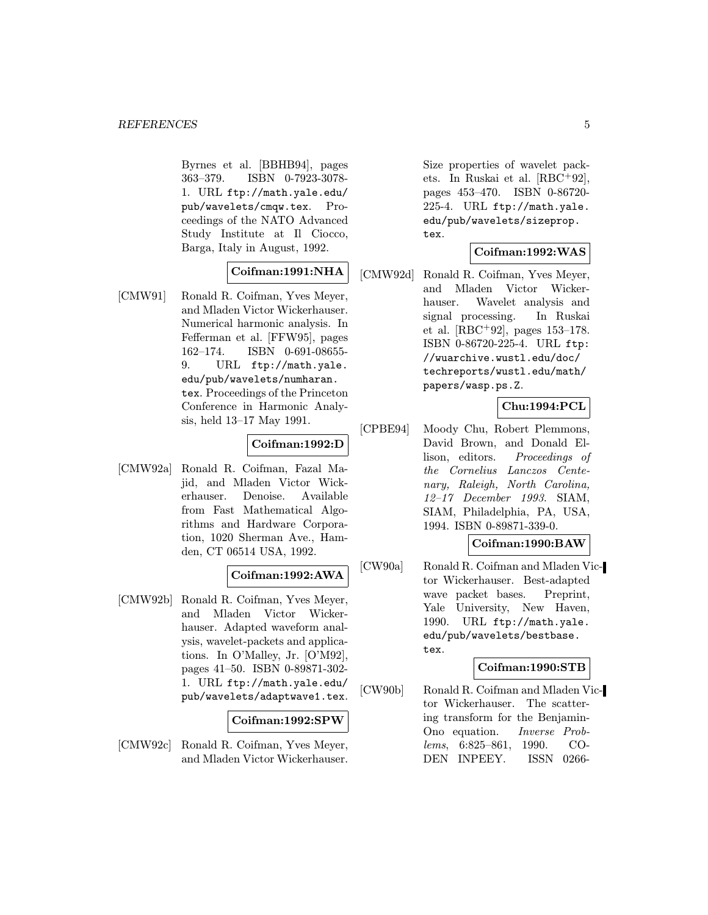Byrnes et al. [BBHB94], pages 363–379. ISBN 0-7923-3078-1. URL `ftp://math.yale.edu/pub/wavelets/cmqw.tex`. Proceedings of the NATO Advanced Study Institute at Il Ciocco, Barga, Italy in August, 1992.

**Coifman:1991:NHA**

[CMW91] Ronald R. Coifman, Yves Meyer, and Mladen Victor Wickerhauser. Numerical harmonic analysis. In Fefferman et al. [FFW95], pages 162–174. ISBN 0-691-08655-9. URL `ftp://math.yale.edu/pub/wavelets/numharan.tex`. Proceedings of the Princeton Conference in Harmonic Analysis, held 13–17 May 1991.

**Coifman:1992:D**

[CMW92a] Ronald R. Coifman, Fazal Majid, and Mladen Victor Wickerhauser. Denoise. Available from Fast Mathematical Algorithms and Hardware Corporation, 1020 Sherman Ave., Hamden, CT 06514 USA, 1992.

**Coifman:1992:AWA**

[CMW92b] Ronald R. Coifman, Yves Meyer, and Mladen Victor Wickerhauser. Adapted waveform analysis, wavelet-packets and applications. In O'Malley, Jr. [O'M92], pages 41–50. ISBN 0-89871-302-1. URL `ftp://math.yale.edu/pub/wavelets/adaptwave1.tex`.

**Coifman:1992:SPW**

[CMW92c] Ronald R. Coifman, Yves Meyer, and Mladen Victor Wickerhauser. Size properties of wavelet packets. In Ruskai et al. [RBC+92], pages 453–470. ISBN 0-86720-225-4. URL `ftp://math.yale.edu/pub/wavelets/sizeprop.tex`.

**Coifman:1992:WAS**

[CMW92d] Ronald R. Coifman, Yves Meyer, and Mladen Victor Wickerhauser. Wavelet analysis and signal processing. In Ruskai et al. [RBC+92], pages 153–178. ISBN 0-86720-225-4. URL `ftp://wuarchive.wustl.edu/doc/techreports/wustl.edu/math/papers/wasp.ps.Z`.

**Chu:1994:PCL**

[CPBE94] Moody Chu, Robert Plemmons, David Brown, and Donald Ellison, editors. *Proceedings of the Cornelius Lanczos Centenary, Raleigh, North Carolina, 12–17 December 1993*. SIAM, SIAM, Philadelphia, PA, USA, 1994. ISBN 0-89871-339-0.

**Coifman:1990:BAW**

[CW90a] Ronald R. Coifman and Mladen Victor Wickerhauser. Best-adapted wave packet bases. Preprint, Yale University, New Haven, 1990. URL `ftp://math.yale.edu/pub/wavelets/bestbase.tex`.

**Coifman:1990:STB**

[CW90b] Ronald R. Coifman and Mladen Victor Wickerhauser. The scattering transform for the Benjamin-Ono equation. *Inverse Problems*, 6:825–861, 1990. CODEN INPEEY. ISSN 0266-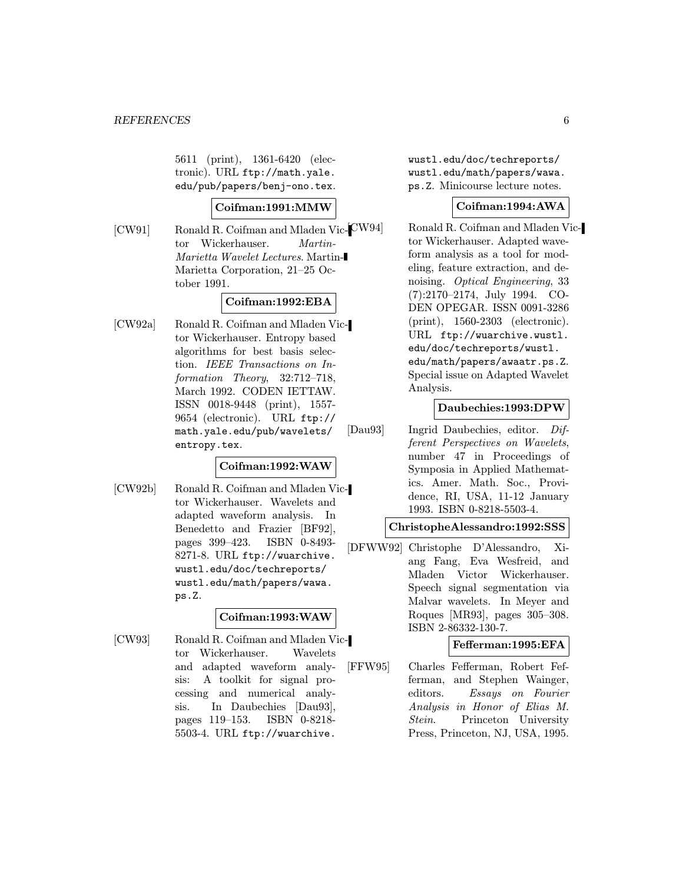5611 (print), 1361-6420 (electronic). URL ftp://math.yale.edu/pub/papers/benj-ono.tex.

**Coifman:1991:MMW**

[CW91] Ronald R. Coifman and Mladen Victor Wickerhauser. *Martin-Marietta Wavelet Lectures*. Martin-Marietta Corporation, 21–25 October 1991.

**Coifman:1992:EBA**

[CW92a] Ronald R. Coifman and Mladen Victor Wickerhauser. Entropy based algorithms for best basis selection. *IEEE Transactions on Information Theory*, 32:712–718, March 1992. CODEN IETTAW. ISSN 0018-9448 (print), 1557-9654 (electronic). URL ftp://math.yale.edu/pub/wavelets/entropy.tex.

**Coifman:1992:WAW**

[CW92b] Ronald R. Coifman and Mladen Victor Wickerhauser. Wavelets and adapted waveform analysis. In Benedetto and Frazier [BF92], pages 399–423. ISBN 0-8493-8271-8. URL ftp://wuarchive.wustl.edu/doc/techreports/wustl.edu/math/papers/wawa.ps.Z.

**Coifman:1993:WAW**

[CW93] Ronald R. Coifman and Mladen Victor Wickerhauser. Wavelets and adapted waveform analysis: A toolkit for signal processing and numerical analysis. In Daubechies [Dau93], pages 119–153. ISBN 0-8218-5503-4. URL ftp://wuarchive.wustl.edu/doc/techreports/wustl.edu/math/papers/wawa.ps.Z. Minicourse lecture notes.

**Coifman:1994:AWA**

[CW94] Ronald R. Coifman and Mladen Victor Wickerhauser. Adapted waveform analysis as a tool for modeling, feature extraction, and denoising. *Optical Engineering*, 33 (7):2170–2174, July 1994. CODEN OPEGAR. ISSN 0091-3286 (print), 1560-2303 (electronic). URL ftp://wuarchive.wustl.edu/doc/techreports/wustl.edu/math/papers/awaatr.ps.Z. Special issue on Adapted Wavelet Analysis.

**Daubechies:1993:DPW**

[Dau93] Ingrid Daubechies, editor. *Different Perspectives on Wavelets*, number 47 in Proceedings of Symposia in Applied Mathematics. Amer. Math. Soc., Providence, RI, USA, 11-12 January 1993. ISBN 0-8218-5503-4.

**ChristopheAlessandro:1992:SSS**

[DFWW92] Christophe D'Alessandro, Xiang Fang, Eva Wesfreid, and Mladen Victor Wickerhauser. Speech signal segmentation via Malvar wavelets. In Meyer and Roques [MR93], pages 305–308. ISBN 2-86332-130-7.

**Fefferman:1995:EFA**

[FFW95] Charles Fefferman, Robert Fefferman, and Stephen Wainger, editors. *Essays on Fourier Analysis in Honor of Elias M. Stein*. Princeton University Press, Princeton, NJ, USA, 1995.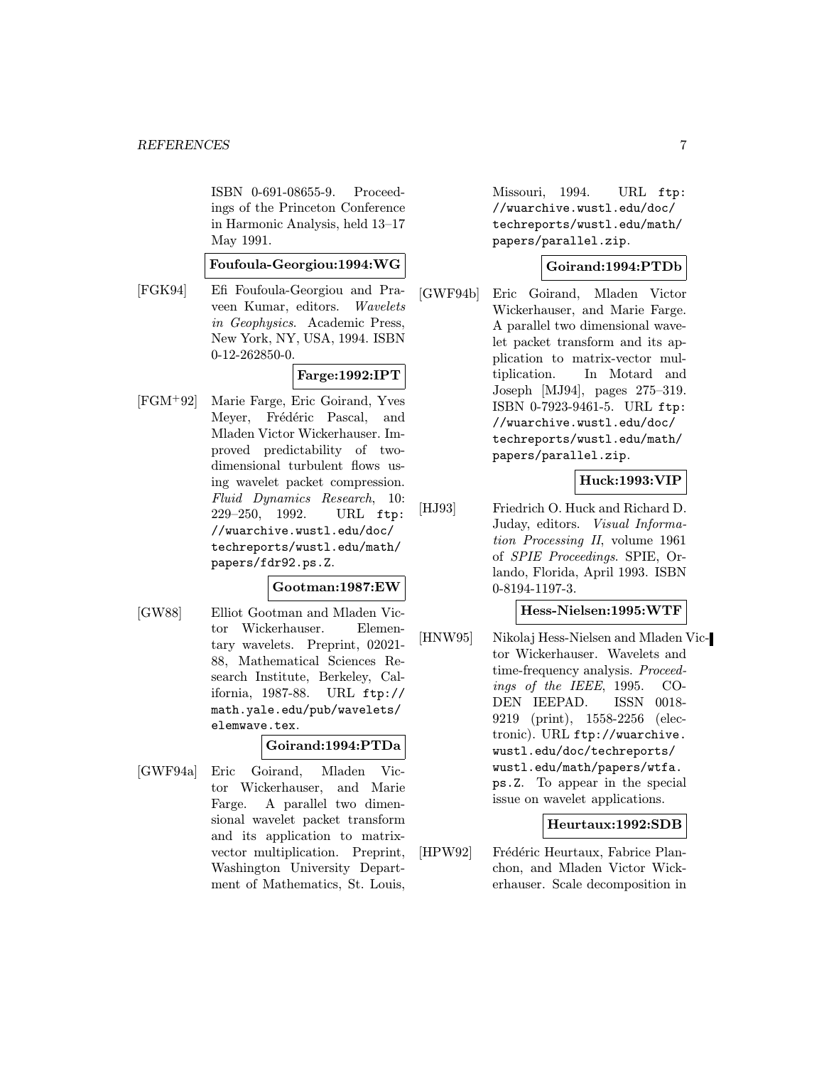ISBN 0-691-08655-9. Proceedings of the Princeton Conference in Harmonic Analysis, held 13–17 May 1991.

**Foufoula-Georgiou:1994:WG**

[FGK94] Efi Foufoula-Georgiou and Praveen Kumar, editors. *Wavelets in Geophysics*. Academic Press, New York, NY, USA, 1994. ISBN 0-12-262850-0.

**Farge:1992:IPT**

[FGM+92] Marie Farge, Eric Goirand, Yves Meyer, Frédéric Pascal, and Mladen Victor Wickerhauser. Improved predictability of two-dimensional turbulent flows using wavelet packet compression. *Fluid Dynamics Research*, 10: 229–250, 1992. URL `ftp://wuarchive.wustl.edu/doc/techreports/wustl.edu/math/papers/fdr92.ps.Z`.

**Gootman:1987:EW**

[GW88] Elliot Gootman and Mladen Victor Wickerhauser. Elementary wavelets. Preprint, 02021-88, Mathematical Sciences Research Institute, Berkeley, California, 1987-88. URL `ftp://math.yale.edu/pub/wavelets/elemwave.tex`.

**Goirand:1994:PTDa**

[GWF94a] Eric Goirand, Mladen Victor Wickerhauser, and Marie Farge. A parallel two dimensional wavelet packet transform and its application to matrix-vector multiplication. Preprint, Washington University Department of Mathematics, St. Louis, Missouri, 1994. URL `ftp://wuarchive.wustl.edu/doc/techreports/wustl.edu/math/papers/parallel.zip`.

**Goirand:1994:PTDb**

[GWF94b] Eric Goirand, Mladen Victor Wickerhauser, and Marie Farge. A parallel two dimensional wavelet packet transform and its application to matrix-vector multiplication. In Motard and Joseph [MJ94], pages 275–319. ISBN 0-7923-9461-5. URL `ftp://wuarchive.wustl.edu/doc/techreports/wustl.edu/math/papers/parallel.zip`.

**Huck:1993:VIP**

[HJ93] Friedrich O. Huck and Richard D. Juday, editors. *Visual Information Processing II*, volume 1961 of *SPIE Proceedings*. SPIE, Orlando, Florida, April 1993. ISBN 0-8194-1197-3.

**Hess-Nielsen:1995:WTF**

[HNW95] Nikolaj Hess-Nielsen and Mladen Victor Wickerhauser. Wavelets and time-frequency analysis. *Proceedings of the IEEE*, 1995. CODEN IEEPAD. ISSN 0018-9219 (print), 1558-2256 (electronic). URL `ftp://wuarchive.wustl.edu/doc/techreports/wustl.edu/math/papers/wtfa.ps.Z`. To appear in the special issue on wavelet applications.

**Heurtaux:1992:SDB**

[HPW92] Frédéric Heurtaux, Fabrice Planchon, and Mladen Victor Wickerhauser. Scale decomposition in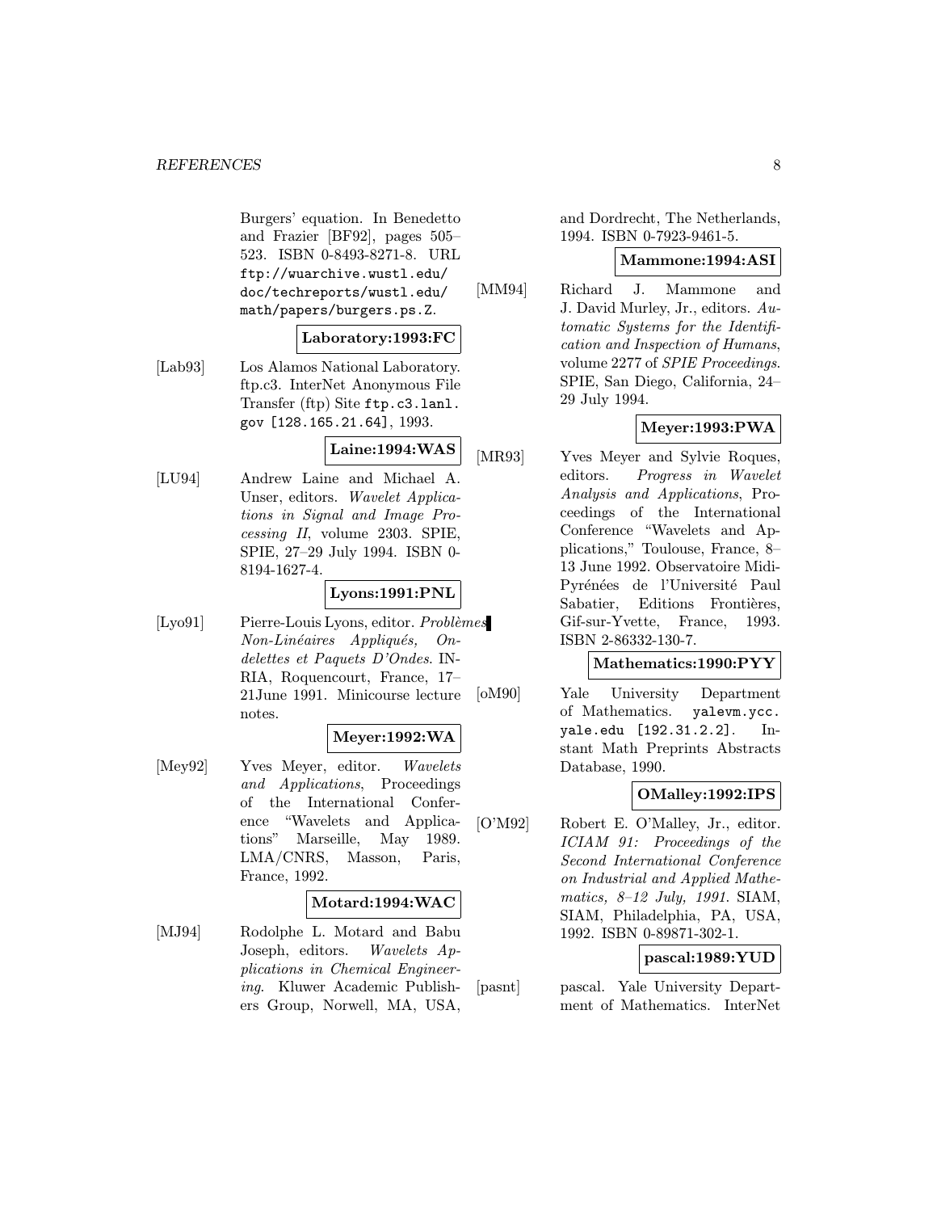Burgers' equation. In Benedetto and Frazier [BF92], pages 505–523. ISBN 0-8493-8271-8. URL ftp://wuarchive.wustl.edu/doc/techreports/wustl.edu/math/papers/burgers.ps.Z.

**Laboratory:1993:FC**

[Lab93] Los Alamos National Laboratory. ftp.c3. InterNet Anonymous File Transfer (ftp) Site ftp.c3.lanl.gov [128.165.21.64], 1993.

**Laine:1994:WAS**

[LU94] Andrew Laine and Michael A. Unser, editors. *Wavelet Applications in Signal and Image Processing II*, volume 2303. SPIE, SPIE, 27–29 July 1994. ISBN 0-8194-1627-4.

**Lyons:1991:PNL**

[Lyo91] Pierre-Louis Lyons, editor. *Problèmes Non-Linéaires Appliqués, Ondelettes et Paquets D'Ondes*. INRIA, Roquencourt, France, 17–21June 1991. Minicourse lecture notes.

**Meyer:1992:WA**

[Mey92] Yves Meyer, editor. *Wavelets and Applications*, Proceedings of the International Conference "Wavelets and Applications" Marseille, May 1989. LMA/CNRS, Masson, Paris, France, 1992.

**Motard:1994:WAC**

[MJ94] Rodolphe L. Motard and Babu Joseph, editors. *Wavelets Applications in Chemical Engineering*. Kluwer Academic Publishers Group, Norwell, MA, USA, and Dordrecht, The Netherlands, 1994. ISBN 0-7923-9461-5.

**Mammone:1994:ASI**

[MM94] Richard J. Mammone and J. David Murley, Jr., editors. *Automatic Systems for the Identification and Inspection of Humans*, volume 2277 of *SPIE Proceedings*. SPIE, San Diego, California, 24–29 July 1994.

**Meyer:1993:PWA**

[MR93] Yves Meyer and Sylvie Roques, editors. *Progress in Wavelet Analysis and Applications*, Proceedings of the International Conference "Wavelets and Applications," Toulouse, France, 8–13 June 1992. Observatoire Midi-Pyrénées de l'Université Paul Sabatier, Editions Frontières, Gif-sur-Yvette, France, 1993. ISBN 2-86332-130-7.

**Mathematics:1990:PYY**

[oM90] Yale University Department of Mathematics. yalevm.ycc.yale.edu [192.31.2.2]. Instant Math Preprints Abstracts Database, 1990.

**OMalley:1992:IPS**

[O'M92] Robert E. O'Malley, Jr., editor. *ICIAM 91: Proceedings of the Second International Conference on Industrial and Applied Mathematics, 8–12 July, 1991*. SIAM, SIAM, Philadelphia, PA, USA, 1992. ISBN 0-89871-302-1.

**pascal:1989:YUD**

[pasnt] pascal. Yale University Department of Mathematics. InterNet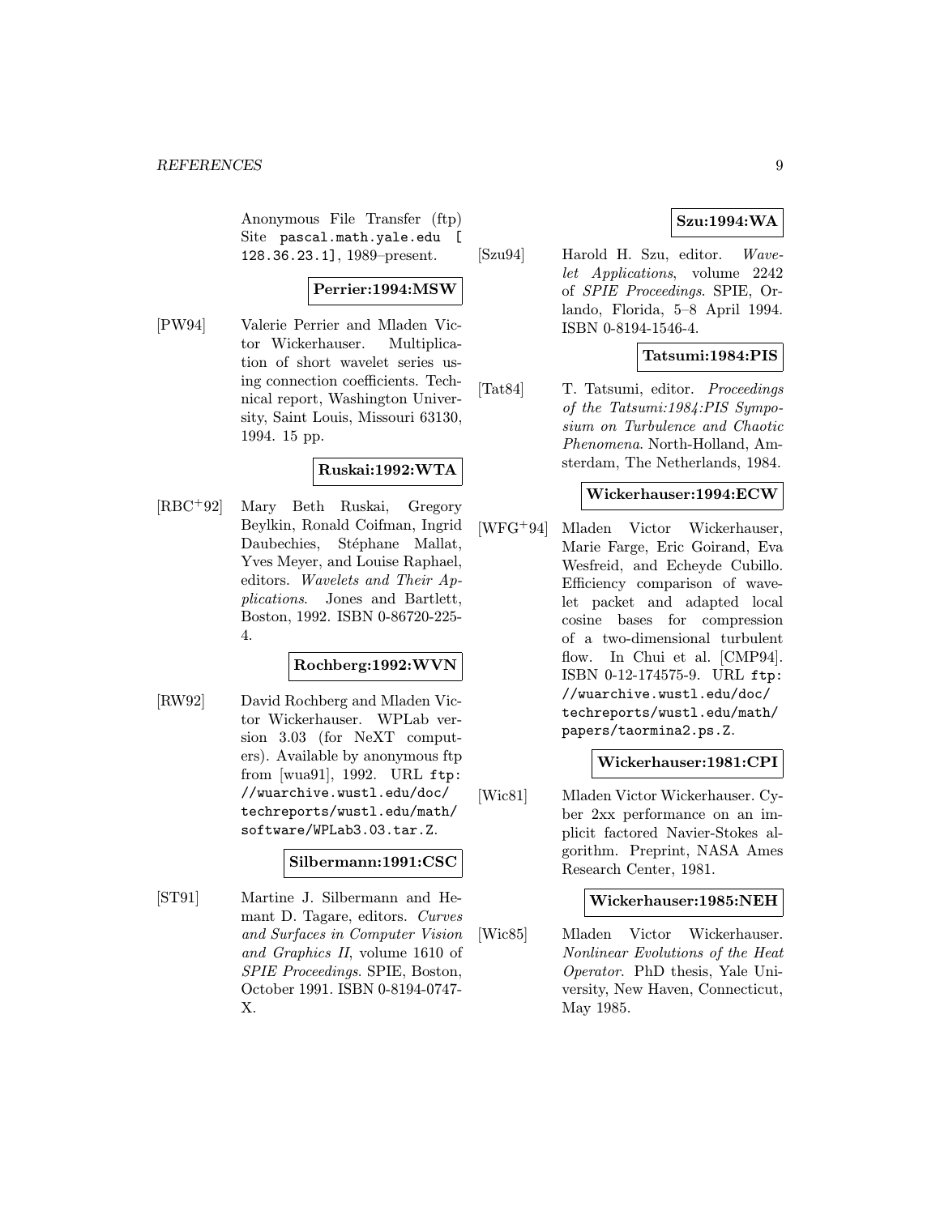Anonymous File Transfer (ftp) Site `pascal.math.yale.edu [ 128.36.23.1]`, 1989–present.

**Perrier:1994:MSW**

[PW94] Valerie Perrier and Mladen Victor Wickerhauser. Multiplication of short wavelet series using connection coefficients. Technical report, Washington University, Saint Louis, Missouri 63130, 1994. 15 pp.

**Ruskai:1992:WTA**

[RBC+92] Mary Beth Ruskai, Gregory Beylkin, Ronald Coifman, Ingrid Daubechies, Stéphane Mallat, Yves Meyer, and Louise Raphael, editors. *Wavelets and Their Applications*. Jones and Bartlett, Boston, 1992. ISBN 0-86720-225-4.

**Rochberg:1992:WVN**

[RW92] David Rochberg and Mladen Victor Wickerhauser. WPLab version 3.03 (for NeXT computers). Available by anonymous ftp from [wua91], 1992. URL `ftp://wuarchive.wustl.edu/doc/techreports/wustl.edu/math/software/WPLab3.03.tar.Z`.

**Silbermann:1991:CSC**

[ST91] Martine J. Silbermann and Hemant D. Tagare, editors. *Curves and Surfaces in Computer Vision and Graphics II*, volume 1610 of *SPIE Proceedings*. SPIE, Boston, October 1991. ISBN 0-8194-0747-X.

**Szu:1994:WA**

[Szu94] Harold H. Szu, editor. *Wavelet Applications*, volume 2242 of *SPIE Proceedings*. SPIE, Orlando, Florida, 5–8 April 1994. ISBN 0-8194-1546-4.

**Tatsumi:1984:PIS**

[Tat84] T. Tatsumi, editor. *Proceedings of the Tatsumi:1984:PIS Symposium on Turbulence and Chaotic Phenomena*. North-Holland, Amsterdam, The Netherlands, 1984.

**Wickerhauser:1994:ECW**

[WFG+94] Mladen Victor Wickerhauser, Marie Farge, Eric Goirand, Eva Wesfreid, and Echeyde Cubillo. Efficiency comparison of wavelet packet and adapted local cosine bases for compression of a two-dimensional turbulent flow. In Chui et al. [CMP94]. ISBN 0-12-174575-9. URL `ftp://wuarchive.wustl.edu/doc/techreports/wustl.edu/math/papers/taormina2.ps.Z`.

**Wickerhauser:1981:CPI**

[Wic81] Mladen Victor Wickerhauser. Cyber 2xx performance on an implicit factored Navier-Stokes algorithm. Preprint, NASA Ames Research Center, 1981.

**Wickerhauser:1985:NEH**

[Wic85] Mladen Victor Wickerhauser. *Nonlinear Evolutions of the Heat Operator*. PhD thesis, Yale University, New Haven, Connecticut, May 1985.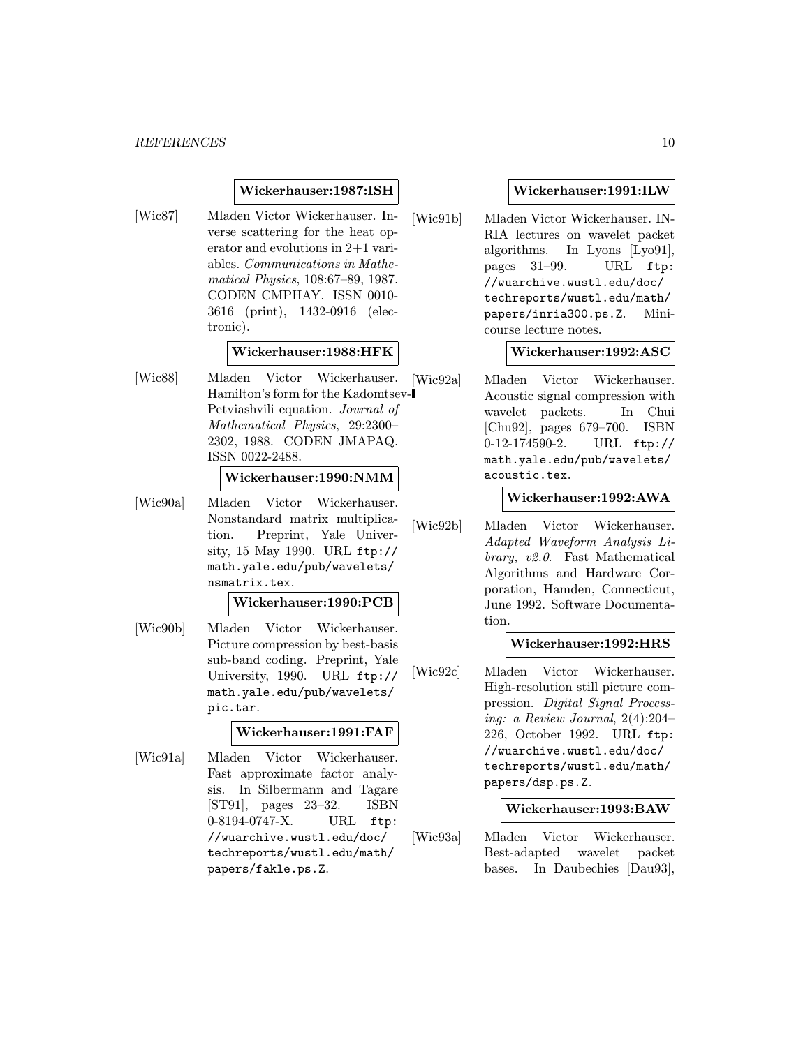**Wickerhauser:1987:ISH**

[Wic87] Mladen Victor Wickerhauser. Inverse scattering for the heat operator and evolutions in 2+1 variables. *Communications in Mathematical Physics*, 108:67–89, 1987. CODEN CMPHAY. ISSN 0010-3616 (print), 1432-0916 (electronic).

**Wickerhauser:1988:HFK**

[Wic88] Mladen Victor Wickerhauser. Hamilton's form for the Kadomtsev-Petviashvili equation. *Journal of Mathematical Physics*, 29:2300–2302, 1988. CODEN JMAPAQ. ISSN 0022-2488.

**Wickerhauser:1990:NMM**

[Wic90a] Mladen Victor Wickerhauser. Nonstandard matrix multiplication. Preprint, Yale University, 15 May 1990. URL ftp://math.yale.edu/pub/wavelets/nsmatrix.tex.

**Wickerhauser:1990:PCB**

[Wic90b] Mladen Victor Wickerhauser. Picture compression by best-basis sub-band coding. Preprint, Yale University, 1990. URL ftp://math.yale.edu/pub/wavelets/pic.tar.

**Wickerhauser:1991:FAF**

[Wic91a] Mladen Victor Wickerhauser. Fast approximate factor analysis. In Silbermann and Tagare [ST91], pages 23–32. ISBN 0-8194-0747-X. URL ftp://wuarchive.wustl.edu/doc/techreports/wustl.edu/math/papers/fakle.ps.Z.

**Wickerhauser:1991:ILW**

[Wic91b] Mladen Victor Wickerhauser. INRIA lectures on wavelet packet algorithms. In Lyons [Lyo91], pages 31–99. URL ftp://wuarchive.wustl.edu/doc/techreports/wustl.edu/math/papers/inria300.ps.Z. Minicourse lecture notes.

**Wickerhauser:1992:ASC**

[Wic92a] Mladen Victor Wickerhauser. Acoustic signal compression with wavelet packets. In Chui [Chu92], pages 679–700. ISBN 0-12-174590-2. URL ftp://math.yale.edu/pub/wavelets/acoustic.tex.

**Wickerhauser:1992:AWA**

[Wic92b] Mladen Victor Wickerhauser. *Adapted Waveform Analysis Library, v2.0*. Fast Mathematical Algorithms and Hardware Corporation, Hamden, Connecticut, June 1992. Software Documentation.

**Wickerhauser:1992:HRS**

[Wic92c] Mladen Victor Wickerhauser. High-resolution still picture compression. *Digital Signal Processing: a Review Journal*, 2(4):204–226, October 1992. URL ftp://wuarchive.wustl.edu/doc/techreports/wustl.edu/math/papers/dsp.ps.Z.

**Wickerhauser:1993:BAW**

[Wic93a] Mladen Victor Wickerhauser. Best-adapted wavelet packet bases. In Daubechies [Dau93],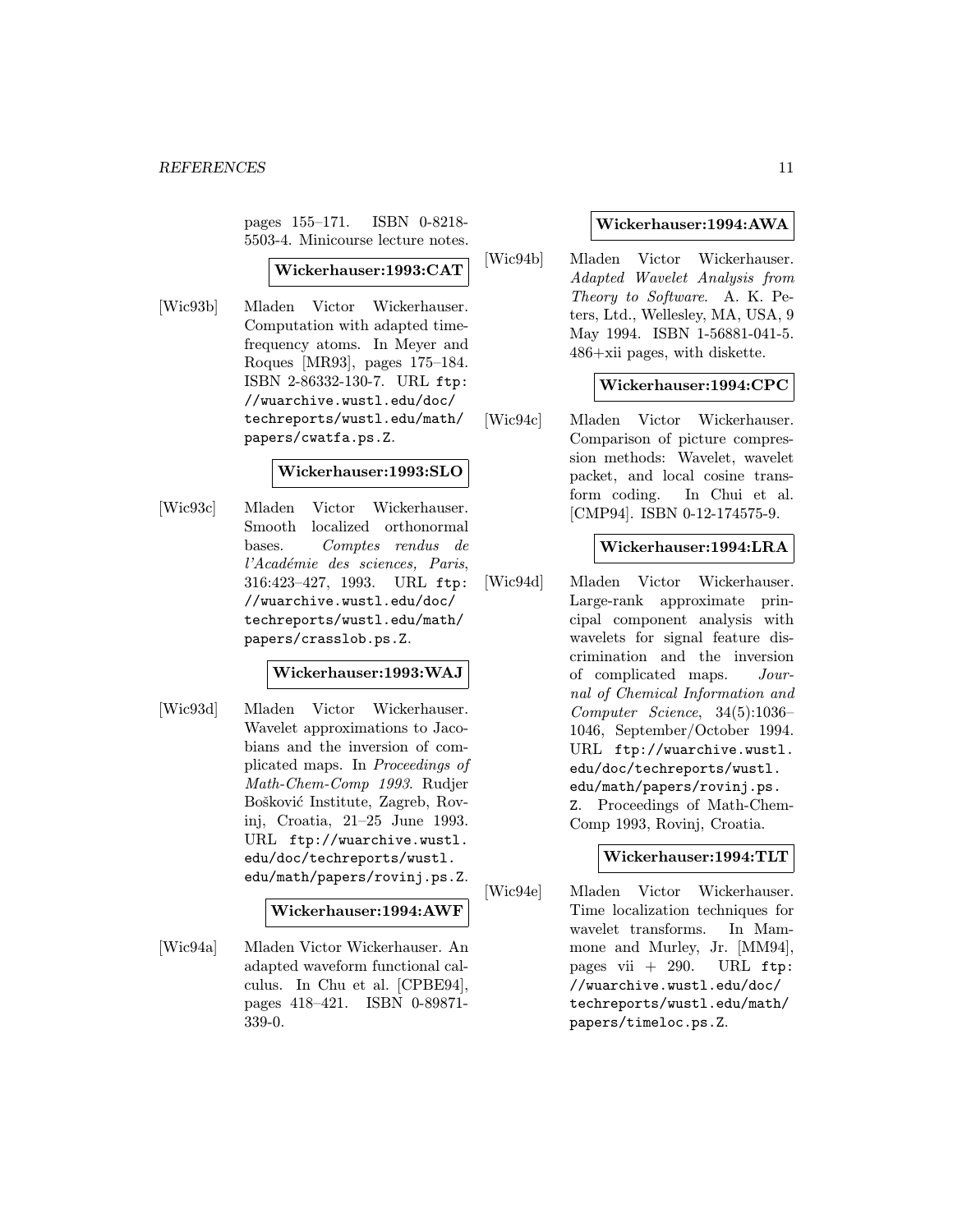pages 155–171. ISBN 0-8218-5503-4. Minicourse lecture notes.

**Wickerhauser:1993:CAT**

[Wic93b] Mladen Victor Wickerhauser. Computation with adapted time-frequency atoms. In Meyer and Roques [MR93], pages 175–184. ISBN 2-86332-130-7. URL `ftp://wuarchive.wustl.edu/doc/techreports/wustl.edu/math/papers/cwatfa.ps.Z`.

**Wickerhauser:1993:SLO**

[Wic93c] Mladen Victor Wickerhauser. Smooth localized orthonormal bases. *Comptes rendus de l'Académie des sciences, Paris*, 316:423–427, 1993. URL `ftp://wuarchive.wustl.edu/doc/techreports/wustl.edu/math/papers/crasslob.ps.Z`.

**Wickerhauser:1993:WAJ**

[Wic93d] Mladen Victor Wickerhauser. Wavelet approximations to Jacobians and the inversion of complicated maps. In *Proceedings of Math-Chem-Comp 1993*. Rudjer Bošković Institute, Zagreb, Rovinj, Croatia, 21–25 June 1993. URL `ftp://wuarchive.wustl.edu/doc/techreports/wustl.edu/math/papers/rovinj.ps.Z`.

**Wickerhauser:1994:AWF**

[Wic94a] Mladen Victor Wickerhauser. An adapted waveform functional calculus. In Chu et al. [CPBE94], pages 418–421. ISBN 0-89871-339-0.

**Wickerhauser:1994:AWA**

[Wic94b] Mladen Victor Wickerhauser. *Adapted Wavelet Analysis from Theory to Software*. A. K. Peters, Ltd., Wellesley, MA, USA, 9 May 1994. ISBN 1-56881-041-5. 486+xii pages, with diskette.

**Wickerhauser:1994:CPC**

[Wic94c] Mladen Victor Wickerhauser. Comparison of picture compression methods: Wavelet, wavelet packet, and local cosine transform coding. In Chui et al. [CMP94]. ISBN 0-12-174575-9.

**Wickerhauser:1994:LRA**

[Wic94d] Mladen Victor Wickerhauser. Large-rank approximate principal component analysis with wavelets for signal feature discrimination and the inversion of complicated maps. *Journal of Chemical Information and Computer Science*, 34(5):1036–1046, September/October 1994. URL `ftp://wuarchive.wustl.edu/doc/techreports/wustl.edu/math/papers/rovinj.ps.Z`. Proceedings of Math-Chem-Comp 1993, Rovinj, Croatia.

**Wickerhauser:1994:TLT**

[Wic94e] Mladen Victor Wickerhauser. Time localization techniques for wavelet transforms. In Mammone and Murley, Jr. [MM94], pages vii + 290. URL `ftp://wuarchive.wustl.edu/doc/techreports/wustl.edu/math/papers/timeloc.ps.Z`.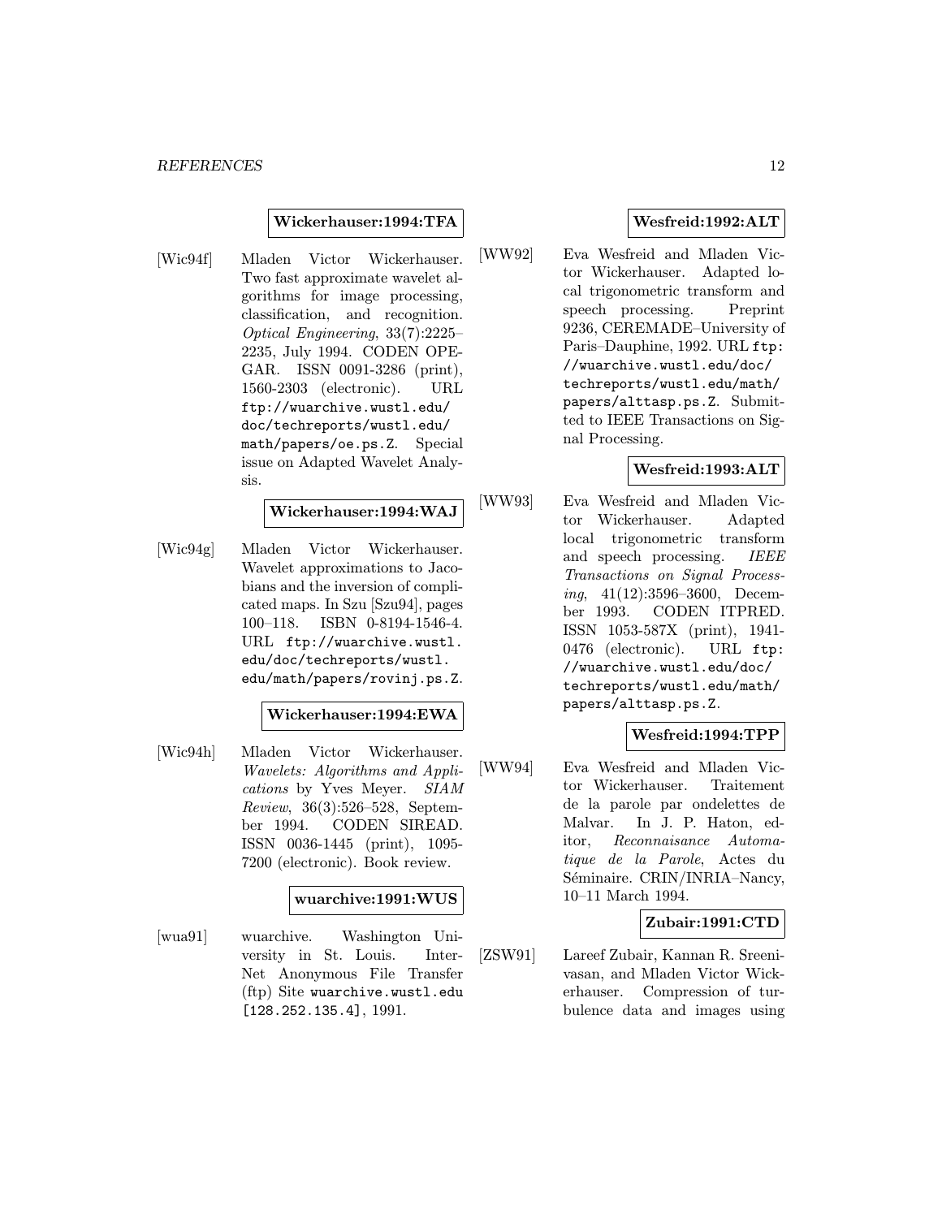**Wickerhauser:1994:TFA**

[Wic94f] Mladen Victor Wickerhauser. Two fast approximate wavelet algorithms for image processing, classification, and recognition. *Optical Engineering*, 33(7):2225–2235, July 1994. CODEN OPEGAR. ISSN 0091-3286 (print), 1560-2303 (electronic). URL `ftp://wuarchive.wustl.edu/doc/techreports/wustl.edu/math/papers/oe.ps.Z`. Special issue on Adapted Wavelet Analysis.

**Wickerhauser:1994:WAJ**

[Wic94g] Mladen Victor Wickerhauser. Wavelet approximations to Jacobians and the inversion of complicated maps. In Szu [Szu94], pages 100–118. ISBN 0-8194-1546-4. URL `ftp://wuarchive.wustl.edu/doc/techreports/wustl.edu/math/papers/rovinj.ps.Z`.

**Wickerhauser:1994:EWA**

[Wic94h] Mladen Victor Wickerhauser. *Wavelets: Algorithms and Applications* by Yves Meyer. *SIAM Review*, 36(3):526–528, September 1994. CODEN SIREAD. ISSN 0036-1445 (print), 1095-7200 (electronic). Book review.

**wuarchive:1991:WUS**

[wua91] wuarchive. Washington University in St. Louis. InterNet Anonymous File Transfer (ftp) Site `wuarchive.wustl.edu [128.252.135.4]`, 1991.

**Wesfreid:1992:ALT**

[WW92] Eva Wesfreid and Mladen Victor Wickerhauser. Adapted local trigonometric transform and speech processing. Preprint 9236, CEREMADE–University of Paris–Dauphine, 1992. URL `ftp://wuarchive.wustl.edu/doc/techreports/wustl.edu/math/papers/alttasp.ps.Z`. Submitted to IEEE Transactions on Signal Processing.

**Wesfreid:1993:ALT**

[WW93] Eva Wesfreid and Mladen Victor Wickerhauser. Adapted local trigonometric transform and speech processing. *IEEE Transactions on Signal Processing*, 41(12):3596–3600, December 1993. CODEN ITPRED. ISSN 1053-587X (print), 1941-0476 (electronic). URL `ftp://wuarchive.wustl.edu/doc/techreports/wustl.edu/math/papers/alttasp.ps.Z`.

**Wesfreid:1994:TPP**

[WW94] Eva Wesfreid and Mladen Victor Wickerhauser. Traitement de la parole par ondelettes de Malvar. In J. P. Haton, editor, *Reconnaisance Automatique de la Parole*, Actes du Séminaire. CRIN/INRIA–Nancy, 10–11 March 1994.

**Zubair:1991:CTD**

[ZSW91] Lareef Zubair, Kannan R. Sreenivasan, and Mladen Victor Wickerhauser. Compression of turbulence data and images using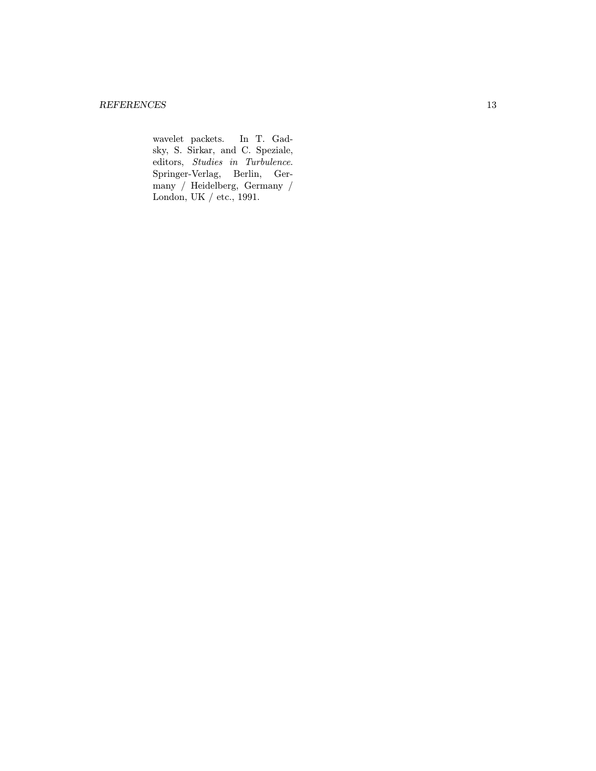wavelet packets. In T. Gadsky, S. Sirkar, and C. Speziale, editors, *Studies in Turbulence*. Springer-Verlag, Berlin, Germany / Heidelberg, Germany / London, UK / etc., 1991.